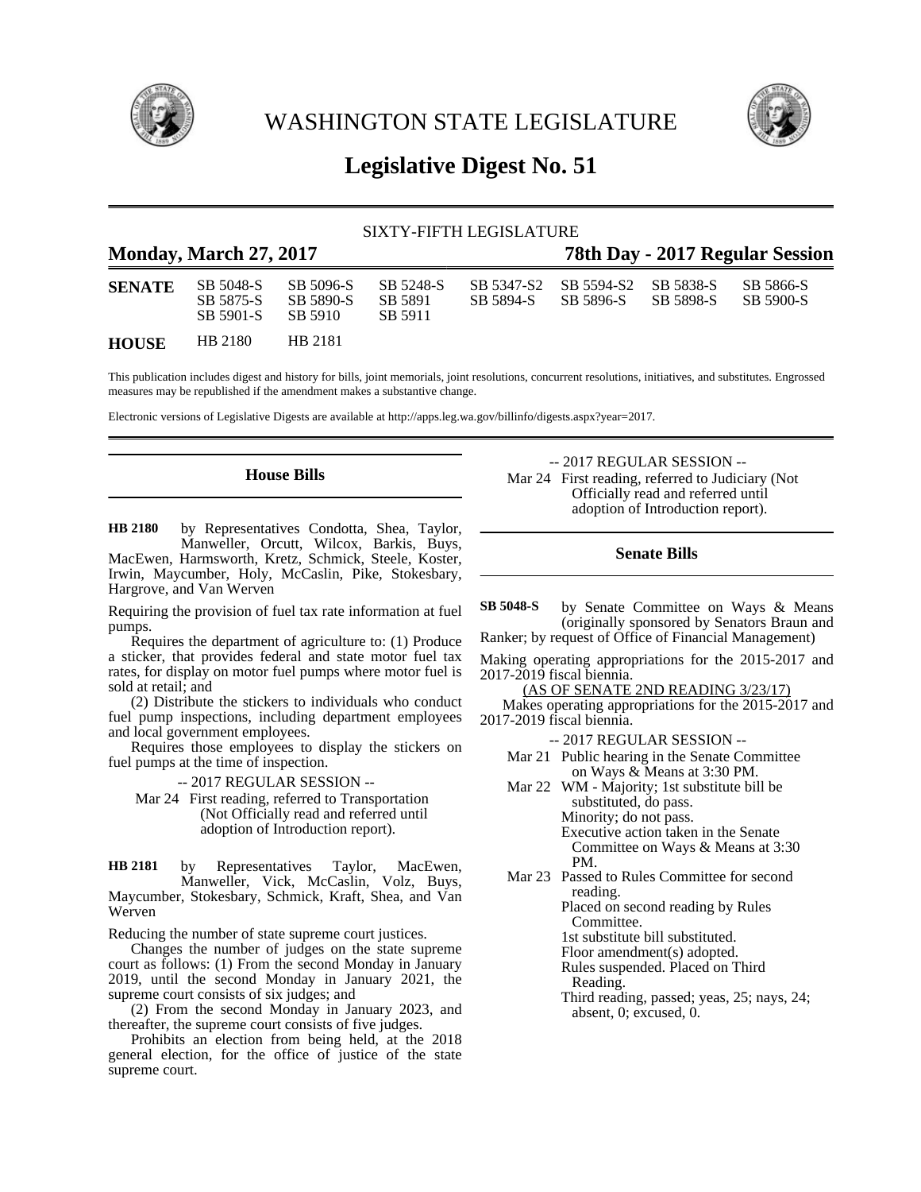# WASHINGTON STATE LEGISLATURE

## Legislative Digest No. 51

SIXTY-FIFTH LEGISLATURE

**Monday, March 27, 2017** **78th Day - 2017 Regular Session**

| | | | | | | | |
|---|---|---|---|---|---|---|---|
| **SENATE** | SB 5048-S | SB 5096-S | SB 5248-S | SB 5347-S2 | SB 5594-S2 | SB 5838-S | SB 5866-S |
| | SB 5875-S | SB 5890-S | SB 5891 | SB 5894-S | SB 5896-S | SB 5898-S | SB 5900-S |
| | SB 5901-S | SB 5910 | SB 5911 | | | | |
| **HOUSE** | HB 2180 | HB 2181 | | | | | |

This publication includes digest and history for bills, joint memorials, joint resolutions, concurrent resolutions, initiatives, and substitutes. Engrossed measures may be republished if the amendment makes a substantive change.

Electronic versions of Legislative Digests are available at http://apps.leg.wa.gov/billinfo/digests.aspx?year=2017.

### House Bills

**HB 2180** by Representatives Condotta, Shea, Taylor, Manweller, Orcutt, Wilcox, Barkis, Buys, MacEwen, Harmsworth, Kretz, Schmick, Steele, Koster, Irwin, Maycumber, Holy, McCaslin, Pike, Stokesbary, Hargrove, and Van Werven

Requiring the provision of fuel tax rate information at fuel pumps.

Requires the department of agriculture to: (1) Produce a sticker, that provides federal and state motor fuel tax rates, for display on motor fuel pumps where motor fuel is sold at retail; and

(2) Distribute the stickers to individuals who conduct fuel pump inspections, including department employees and local government employees.

Requires those employees to display the stickers on fuel pumps at the time of inspection.

-- 2017 REGULAR SESSION --

Mar 24 First reading, referred to Transportation (Not Officially read and referred until adoption of Introduction report).

**HB 2181** by Representatives Taylor, MacEwen, Manweller, Vick, McCaslin, Volz, Buys, Maycumber, Stokesbary, Schmick, Kraft, Shea, and Van Werven

Reducing the number of state supreme court justices.

Changes the number of judges on the state supreme court as follows: (1) From the second Monday in January 2019, until the second Monday in January 2021, the supreme court consists of six judges; and

(2) From the second Monday in January 2023, and thereafter, the supreme court consists of five judges.

Prohibits an election from being held, at the 2018 general election, for the office of justice of the state supreme court.

-- 2017 REGULAR SESSION --

Mar 24 First reading, referred to Judiciary (Not Officially read and referred until adoption of Introduction report).

### Senate Bills

**SB 5048-S** by Senate Committee on Ways & Means (originally sponsored by Senators Braun and Ranker; by request of Office of Financial Management)

Making operating appropriations for the 2015-2017 and 2017-2019 fiscal biennia.

(AS OF SENATE 2ND READING 3/23/17)

Makes operating appropriations for the 2015-2017 and 2017-2019 fiscal biennia.

-- 2017 REGULAR SESSION --

Mar 21 Public hearing in the Senate Committee on Ways & Means at 3:30 PM.

Mar 22 WM - Majority; 1st substitute bill be substituted, do pass.
Minority; do not pass.
Executive action taken in the Senate Committee on Ways & Means at 3:30 PM.

Mar 23 Passed to Rules Committee for second reading.
Placed on second reading by Rules Committee.
1st substitute bill substituted.
Floor amendment(s) adopted.
Rules suspended. Placed on Third Reading.
Third reading, passed; yeas, 25; nays, 24; absent, 0; excused, 0.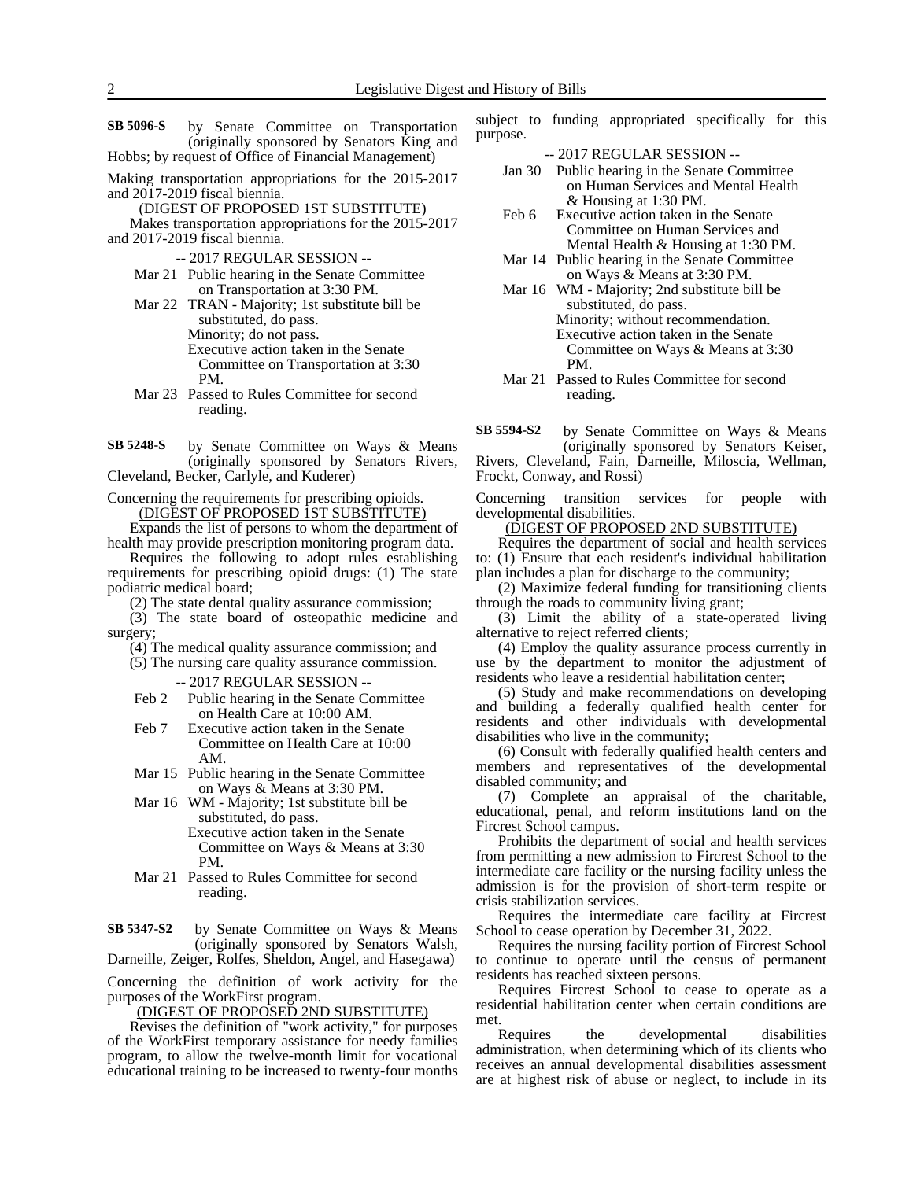**SB 5096-S** by Senate Committee on Transportation (originally sponsored by Senators King and Hobbs; by request of Office of Financial Management)

Making transportation appropriations for the 2015-2017 and 2017-2019 fiscal biennia.

(DIGEST OF PROPOSED 1ST SUBSTITUTE)

Makes transportation appropriations for the 2015-2017 and 2017-2019 fiscal biennia.

-- 2017 REGULAR SESSION --

- Mar 21 Public hearing in the Senate Committee on Transportation at 3:30 PM.
- Mar 22 TRAN - Majority; 1st substitute bill be substituted, do pass.
  Minority; do not pass.
  Executive action taken in the Senate Committee on Transportation at 3:30 PM.
- Mar 23 Passed to Rules Committee for second reading.

**SB 5248-S** by Senate Committee on Ways & Means (originally sponsored by Senators Rivers, Cleveland, Becker, Carlyle, and Kuderer)

Concerning the requirements for prescribing opioids.

(DIGEST OF PROPOSED 1ST SUBSTITUTE)

Expands the list of persons to whom the department of health may provide prescription monitoring program data.

Requires the following to adopt rules establishing requirements for prescribing opioid drugs: (1) The state podiatric medical board;

(2) The state dental quality assurance commission;

(3) The state board of osteopathic medicine and surgery;

(4) The medical quality assurance commission; and

(5) The nursing care quality assurance commission.

-- 2017 REGULAR SESSION --

- Feb 2 Public hearing in the Senate Committee on Health Care at 10:00 AM.
- Feb 7 Executive action taken in the Senate Committee on Health Care at 10:00 AM.
- Mar 15 Public hearing in the Senate Committee on Ways & Means at 3:30 PM.
- Mar 16 WM - Majority; 1st substitute bill be substituted, do pass.
  Executive action taken in the Senate Committee on Ways & Means at 3:30 PM.
- Mar 21 Passed to Rules Committee for second reading.

**SB 5347-S2** by Senate Committee on Ways & Means (originally sponsored by Senators Walsh, Darneille, Zeiger, Rolfes, Sheldon, Angel, and Hasegawa)

Concerning the definition of work activity for the purposes of the WorkFirst program.

(DIGEST OF PROPOSED 2ND SUBSTITUTE)

Revises the definition of "work activity," for purposes of the WorkFirst temporary assistance for needy families program, to allow the twelve-month limit for vocational educational training to be increased to twenty-four months subject to funding appropriated specifically for this purpose.

-- 2017 REGULAR SESSION --

- Jan 30 Public hearing in the Senate Committee on Human Services and Mental Health & Housing at 1:30 PM.
- Feb 6 Executive action taken in the Senate Committee on Human Services and Mental Health & Housing at 1:30 PM.
- Mar 14 Public hearing in the Senate Committee on Ways & Means at 3:30 PM.
- Mar 16 WM - Majority; 2nd substitute bill be substituted, do pass.
  Minority; without recommendation.
  Executive action taken in the Senate Committee on Ways & Means at 3:30 PM.
- Mar 21 Passed to Rules Committee for second reading.

**SB 5594-S2** by Senate Committee on Ways & Means (originally sponsored by Senators Keiser, Rivers, Cleveland, Fain, Darneille, Miloscia, Wellman, Frockt, Conway, and Rossi)

Concerning transition services for people with developmental disabilities.

(DIGEST OF PROPOSED 2ND SUBSTITUTE)

Requires the department of social and health services to: (1) Ensure that each resident's individual habilitation plan includes a plan for discharge to the community;

(2) Maximize federal funding for transitioning clients through the roads to community living grant;

(3) Limit the ability of a state-operated living alternative to reject referred clients;

(4) Employ the quality assurance process currently in use by the department to monitor the adjustment of residents who leave a residential habilitation center;

(5) Study and make recommendations on developing and building a federally qualified health center for residents and other individuals with developmental disabilities who live in the community;

(6) Consult with federally qualified health centers and members and representatives of the developmental disabled community; and

(7) Complete an appraisal of the charitable, educational, penal, and reform institutions land on the Fircrest School campus.

Prohibits the department of social and health services from permitting a new admission to Fircrest School to the intermediate care facility or the nursing facility unless the admission is for the provision of short-term respite or crisis stabilization services.

Requires the intermediate care facility at Fircrest School to cease operation by December 31, 2022.

Requires the nursing facility portion of Fircrest School to continue to operate until the census of permanent residents has reached sixteen persons.

Requires Fircrest School to cease to operate as a residential habilitation center when certain conditions are met.

Requires the developmental disabilities administration, when determining which of its clients who receives an annual developmental disabilities assessment are at highest risk of abuse or neglect, to include in its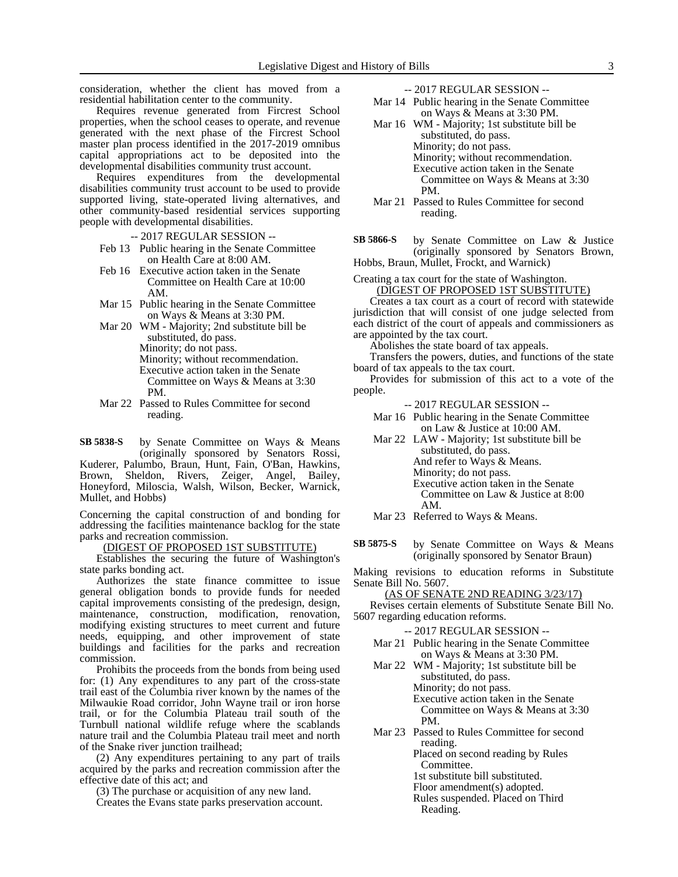consideration, whether the client has moved from a residential habilitation center to the community.

Requires revenue generated from Fircrest School properties, when the school ceases to operate, and revenue generated with the next phase of the Fircrest School master plan process identified in the 2017-2019 omnibus capital appropriations act to be deposited into the developmental disabilities community trust account.

Requires expenditures from the developmental disabilities community trust account to be used to provide supported living, state-operated living alternatives, and other community-based residential services supporting people with developmental disabilities.

-- 2017 REGULAR SESSION --

- Feb 13 Public hearing in the Senate Committee on Health Care at 8:00 AM.
- Feb 16 Executive action taken in the Senate Committee on Health Care at 10:00 AM.
- Mar 15 Public hearing in the Senate Committee on Ways & Means at 3:30 PM.
- Mar 20 WM - Majority; 2nd substitute bill be substituted, do pass.
  Minority; do not pass.
  Minority; without recommendation.
  Executive action taken in the Senate Committee on Ways & Means at 3:30 PM.
- Mar 22 Passed to Rules Committee for second reading.

**SB 5838-S** by Senate Committee on Ways & Means (originally sponsored by Senators Rossi, Kuderer, Palumbo, Braun, Hunt, Fain, O'Ban, Hawkins, Brown, Sheldon, Rivers, Zeiger, Angel, Bailey, Honeyford, Miloscia, Walsh, Wilson, Becker, Warnick, Mullet, and Hobbs)

Concerning the capital construction of and bonding for addressing the facilities maintenance backlog for the state parks and recreation commission.

(DIGEST OF PROPOSED 1ST SUBSTITUTE)

Establishes the securing the future of Washington's state parks bonding act.

Authorizes the state finance committee to issue general obligation bonds to provide funds for needed capital improvements consisting of the predesign, design, maintenance, construction, modification, renovation, modifying existing structures to meet current and future needs, equipping, and other improvement of state buildings and facilities for the parks and recreation commission.

Prohibits the proceeds from the bonds from being used for: (1) Any expenditures to any part of the cross-state trail east of the Columbia river known by the names of the Milwaukie Road corridor, John Wayne trail or iron horse trail, or for the Columbia Plateau trail south of the Turnbull national wildlife refuge where the scablands nature trail and the Columbia Plateau trail meet and north of the Snake river junction trailhead;

(2) Any expenditures pertaining to any part of trails acquired by the parks and recreation commission after the effective date of this act; and

(3) The purchase or acquisition of any new land.

Creates the Evans state parks preservation account.

-- 2017 REGULAR SESSION --

- Mar 14 Public hearing in the Senate Committee on Ways & Means at 3:30 PM.
- Mar 16 WM - Majority; 1st substitute bill be substituted, do pass.
  Minority; do not pass.
  Minority; without recommendation.
  Executive action taken in the Senate Committee on Ways & Means at 3:30 PM.
- Mar 21 Passed to Rules Committee for second reading.

**SB 5866-S** by Senate Committee on Law & Justice (originally sponsored by Senators Brown, Hobbs, Braun, Mullet, Frockt, and Warnick)

Creating a tax court for the state of Washington.

(DIGEST OF PROPOSED 1ST SUBSTITUTE)

Creates a tax court as a court of record with statewide jurisdiction that will consist of one judge selected from each district of the court of appeals and commissioners as are appointed by the tax court.

Abolishes the state board of tax appeals.

Transfers the powers, duties, and functions of the state board of tax appeals to the tax court.

Provides for submission of this act to a vote of the people.

-- 2017 REGULAR SESSION --

- Mar 16 Public hearing in the Senate Committee on Law & Justice at 10:00 AM.
- Mar 22 LAW - Majority; 1st substitute bill be substituted, do pass.
  And refer to Ways & Means.
  Minority; do not pass.
  Executive action taken in the Senate Committee on Law & Justice at 8:00 AM.
- Mar 23 Referred to Ways & Means.

**SB 5875-S** by Senate Committee on Ways & Means (originally sponsored by Senator Braun)

Making revisions to education reforms in Substitute Senate Bill No. 5607.

(AS OF SENATE 2ND READING 3/23/17)

Revises certain elements of Substitute Senate Bill No. 5607 regarding education reforms.

-- 2017 REGULAR SESSION --

- Mar 21 Public hearing in the Senate Committee on Ways & Means at 3:30 PM.
- Mar 22 WM - Majority; 1st substitute bill be substituted, do pass.
  Minority; do not pass.
  Executive action taken in the Senate Committee on Ways & Means at 3:30 PM.
- Mar 23 Passed to Rules Committee for second reading.
  Placed on second reading by Rules Committee.
  1st substitute bill substituted.
  Floor amendment(s) adopted.
  Rules suspended. Placed on Third Reading.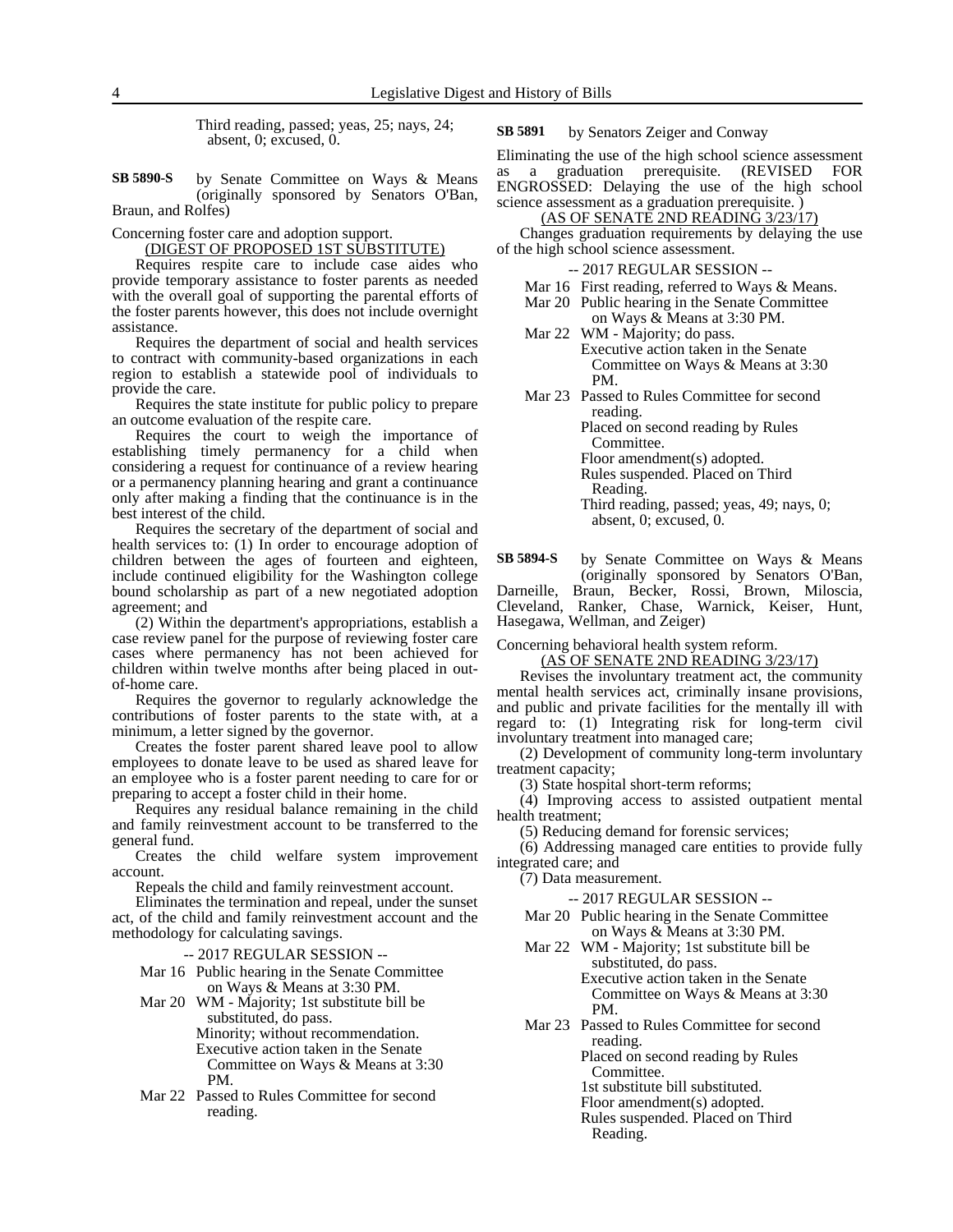Third reading, passed; yeas, 25; nays, 24; absent, 0; excused, 0.

**SB 5890-S** by Senate Committee on Ways & Means (originally sponsored by Senators O'Ban, Braun, and Rolfes)

Concerning foster care and adoption support.

(DIGEST OF PROPOSED 1ST SUBSTITUTE)

Requires respite care to include case aides who provide temporary assistance to foster parents as needed with the overall goal of supporting the parental efforts of the foster parents however, this does not include overnight assistance.

Requires the department of social and health services to contract with community-based organizations in each region to establish a statewide pool of individuals to provide the care.

Requires the state institute for public policy to prepare an outcome evaluation of the respite care.

Requires the court to weigh the importance of establishing timely permanency for a child when considering a request for continuance of a review hearing or a permanency planning hearing and grant a continuance only after making a finding that the continuance is in the best interest of the child.

Requires the secretary of the department of social and health services to: (1) In order to encourage adoption of children between the ages of fourteen and eighteen, include continued eligibility for the Washington college bound scholarship as part of a new negotiated adoption agreement; and

(2) Within the department's appropriations, establish a case review panel for the purpose of reviewing foster care cases where permanency has not been achieved for children within twelve months after being placed in out-of-home care.

Requires the governor to regularly acknowledge the contributions of foster parents to the state with, at a minimum, a letter signed by the governor.

Creates the foster parent shared leave pool to allow employees to donate leave to be used as shared leave for an employee who is a foster parent needing to care for or preparing to accept a foster child in their home.

Requires any residual balance remaining in the child and family reinvestment account to be transferred to the general fund.

Creates the child welfare system improvement account.

Repeals the child and family reinvestment account.

Eliminates the termination and repeal, under the sunset act, of the child and family reinvestment account and the methodology for calculating savings.

-- 2017 REGULAR SESSION --

Mar 16 Public hearing in the Senate Committee on Ways & Means at 3:30 PM.

Mar 20 WM - Majority; 1st substitute bill be substituted, do pass.
Minority; without recommendation.
Executive action taken in the Senate Committee on Ways & Means at 3:30 PM.

Mar 22 Passed to Rules Committee for second reading.

**SB 5891** by Senators Zeiger and Conway

Eliminating the use of the high school science assessment as a graduation prerequisite. (REVISED FOR ENGROSSED: Delaying the use of the high school science assessment as a graduation prerequisite. )

(AS OF SENATE 2ND READING 3/23/17)

Changes graduation requirements by delaying the use of the high school science assessment.

-- 2017 REGULAR SESSION --

Mar 16 First reading, referred to Ways & Means.

Mar 20 Public hearing in the Senate Committee on Ways & Means at 3:30 PM.

Mar 22 WM - Majority; do pass.
Executive action taken in the Senate Committee on Ways & Means at 3:30 PM.

Mar 23 Passed to Rules Committee for second reading.
Placed on second reading by Rules Committee.
Floor amendment(s) adopted.
Rules suspended. Placed on Third Reading.
Third reading, passed; yeas, 49; nays, 0; absent, 0; excused, 0.

**SB 5894-S** by Senate Committee on Ways & Means (originally sponsored by Senators O'Ban, Darneille, Braun, Becker, Rossi, Brown, Miloscia, Cleveland, Ranker, Chase, Warnick, Keiser, Hunt, Hasegawa, Wellman, and Zeiger)

Concerning behavioral health system reform.

(AS OF SENATE 2ND READING 3/23/17)

Revises the involuntary treatment act, the community mental health services act, criminally insane provisions, and public and private facilities for the mentally ill with regard to: (1) Integrating risk for long-term civil involuntary treatment into managed care;

(2) Development of community long-term involuntary treatment capacity;

(3) State hospital short-term reforms;

(4) Improving access to assisted outpatient mental health treatment;

(5) Reducing demand for forensic services;

(6) Addressing managed care entities to provide fully integrated care; and

(7) Data measurement.

-- 2017 REGULAR SESSION --

Mar 20 Public hearing in the Senate Committee on Ways & Means at 3:30 PM.

Mar 22 WM - Majority; 1st substitute bill be substituted, do pass.
Executive action taken in the Senate Committee on Ways & Means at 3:30 PM.

Mar 23 Passed to Rules Committee for second reading.
Placed on second reading by Rules Committee.
1st substitute bill substituted.
Floor amendment(s) adopted.
Rules suspended. Placed on Third Reading.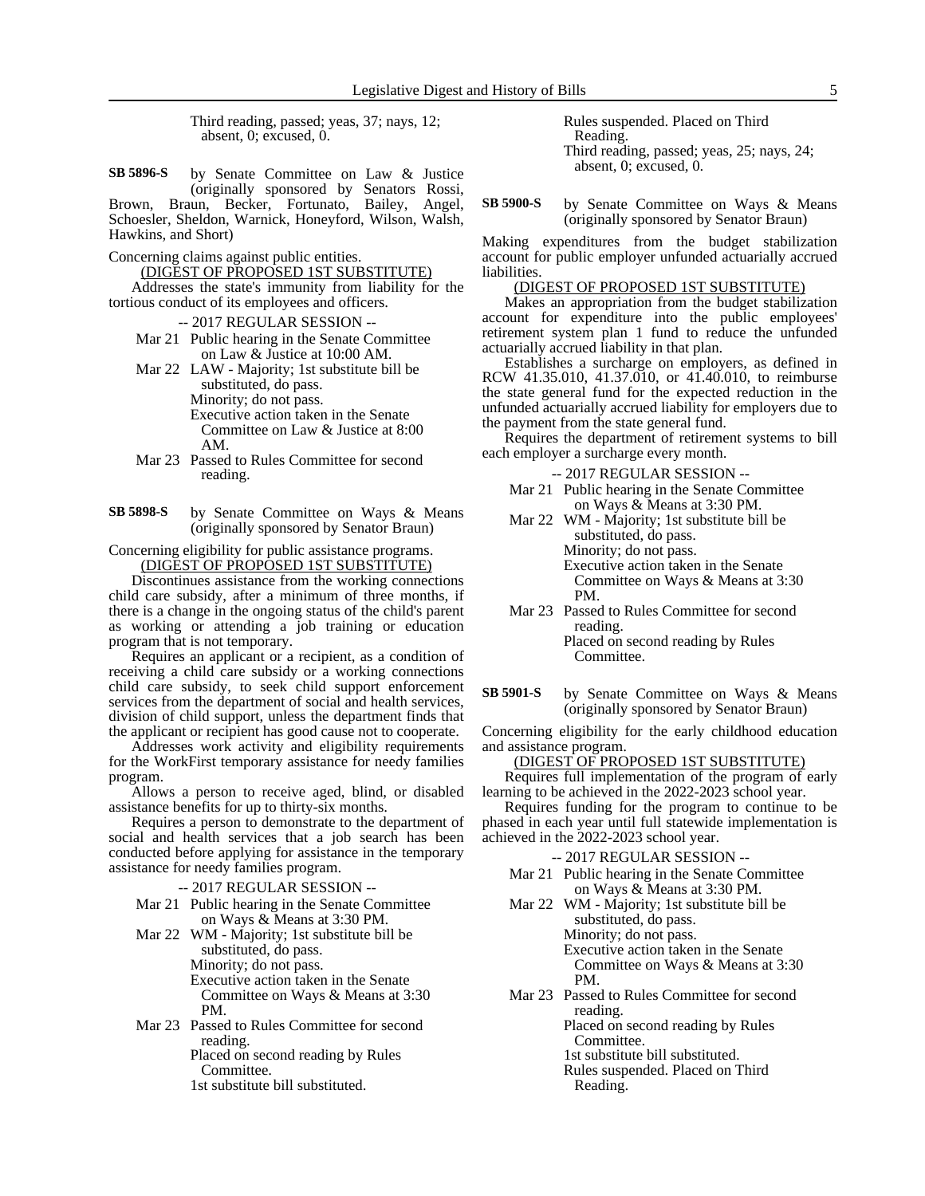Third reading, passed; yeas, 37; nays, 12; absent, 0; excused, 0.

**SB 5896-S** by Senate Committee on Law & Justice (originally sponsored by Senators Rossi, Brown, Braun, Becker, Fortunato, Bailey, Angel, Schoesler, Sheldon, Warnick, Honeyford, Wilson, Walsh, Hawkins, and Short)

Concerning claims against public entities.

(DIGEST OF PROPOSED 1ST SUBSTITUTE)

Addresses the state's immunity from liability for the tortious conduct of its employees and officers.

-- 2017 REGULAR SESSION --

Mar 21 Public hearing in the Senate Committee on Law & Justice at 10:00 AM.

Mar 22 LAW - Majority; 1st substitute bill be substituted, do pass.
Minority; do not pass.
Executive action taken in the Senate Committee on Law & Justice at 8:00 AM.

Mar 23 Passed to Rules Committee for second reading.

**SB 5898-S** by Senate Committee on Ways & Means (originally sponsored by Senator Braun)

Concerning eligibility for public assistance programs.

(DIGEST OF PROPOSED 1ST SUBSTITUTE)

Discontinues assistance from the working connections child care subsidy, after a minimum of three months, if there is a change in the ongoing status of the child's parent as working or attending a job training or education program that is not temporary.

Requires an applicant or a recipient, as a condition of receiving a child care subsidy or a working connections child care subsidy, to seek child support enforcement services from the department of social and health services, division of child support, unless the department finds that the applicant or recipient has good cause not to cooperate.

Addresses work activity and eligibility requirements for the WorkFirst temporary assistance for needy families program.

Allows a person to receive aged, blind, or disabled assistance benefits for up to thirty-six months.

Requires a person to demonstrate to the department of social and health services that a job search has been conducted before applying for assistance in the temporary assistance for needy families program.

-- 2017 REGULAR SESSION --

Mar 21 Public hearing in the Senate Committee on Ways & Means at 3:30 PM.

Mar 22 WM - Majority; 1st substitute bill be substituted, do pass.
Minority; do not pass.
Executive action taken in the Senate Committee on Ways & Means at 3:30 PM.

Mar 23 Passed to Rules Committee for second reading.
Placed on second reading by Rules Committee.
1st substitute bill substituted.
Rules suspended. Placed on Third Reading.
Third reading, passed; yeas, 25; nays, 24; absent, 0; excused, 0.

**SB 5900-S** by Senate Committee on Ways & Means (originally sponsored by Senator Braun)

Making expenditures from the budget stabilization account for public employer unfunded actuarially accrued liabilities.

(DIGEST OF PROPOSED 1ST SUBSTITUTE)

Makes an appropriation from the budget stabilization account for expenditure into the public employees' retirement system plan 1 fund to reduce the unfunded actuarially accrued liability in that plan.

Establishes a surcharge on employers, as defined in RCW 41.35.010, 41.37.010, or 41.40.010, to reimburse the state general fund for the expected reduction in the unfunded actuarially accrued liability for employers due to the payment from the state general fund.

Requires the department of retirement systems to bill each employer a surcharge every month.

-- 2017 REGULAR SESSION --

Mar 21 Public hearing in the Senate Committee on Ways & Means at 3:30 PM.

Mar 22 WM - Majority; 1st substitute bill be substituted, do pass.
Minority; do not pass.
Executive action taken in the Senate Committee on Ways & Means at 3:30 PM.

Mar 23 Passed to Rules Committee for second reading.
Placed on second reading by Rules Committee.

**SB 5901-S** by Senate Committee on Ways & Means (originally sponsored by Senator Braun)

Concerning eligibility for the early childhood education and assistance program.

(DIGEST OF PROPOSED 1ST SUBSTITUTE)

Requires full implementation of the program of early learning to be achieved in the 2022-2023 school year.

Requires funding for the program to continue to be phased in each year until full statewide implementation is achieved in the 2022-2023 school year.

-- 2017 REGULAR SESSION --

Mar 21 Public hearing in the Senate Committee on Ways & Means at 3:30 PM.

Mar 22 WM - Majority; 1st substitute bill be substituted, do pass.
Minority; do not pass.
Executive action taken in the Senate Committee on Ways & Means at 3:30 PM.

Mar 23 Passed to Rules Committee for second reading.
Placed on second reading by Rules Committee.
1st substitute bill substituted.
Rules suspended. Placed on Third Reading.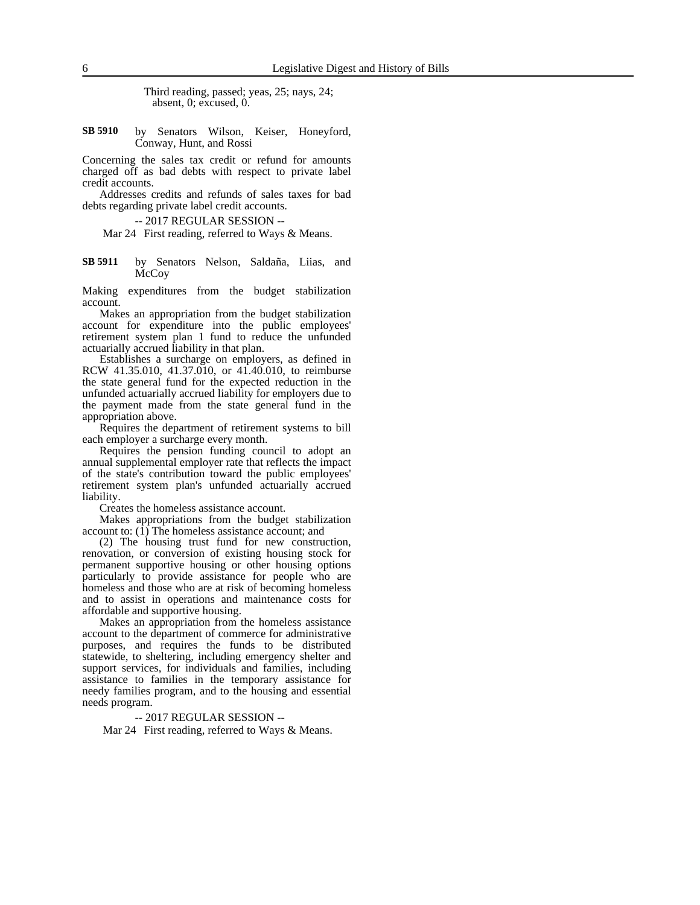Third reading, passed; yeas, 25; nays, 24; absent, 0; excused, 0.

**SB 5910** by Senators Wilson, Keiser, Honeyford, Conway, Hunt, and Rossi

Concerning the sales tax credit or refund for amounts charged off as bad debts with respect to private label credit accounts.

Addresses credits and refunds of sales taxes for bad debts regarding private label credit accounts.

-- 2017 REGULAR SESSION --

Mar 24 First reading, referred to Ways & Means.

**SB 5911** by Senators Nelson, Saldaña, Liias, and McCoy

Making expenditures from the budget stabilization account.

Makes an appropriation from the budget stabilization account for expenditure into the public employees' retirement system plan 1 fund to reduce the unfunded actuarially accrued liability in that plan.

Establishes a surcharge on employers, as defined in RCW 41.35.010, 41.37.010, or 41.40.010, to reimburse the state general fund for the expected reduction in the unfunded actuarially accrued liability for employers due to the payment made from the state general fund in the appropriation above.

Requires the department of retirement systems to bill each employer a surcharge every month.

Requires the pension funding council to adopt an annual supplemental employer rate that reflects the impact of the state's contribution toward the public employees' retirement system plan's unfunded actuarially accrued liability.

Creates the homeless assistance account.

Makes appropriations from the budget stabilization account to: (1) The homeless assistance account; and

(2) The housing trust fund for new construction, renovation, or conversion of existing housing stock for permanent supportive housing or other housing options particularly to provide assistance for people who are homeless and those who are at risk of becoming homeless and to assist in operations and maintenance costs for affordable and supportive housing.

Makes an appropriation from the homeless assistance account to the department of commerce for administrative purposes, and requires the funds to be distributed statewide, to sheltering, including emergency shelter and support services, for individuals and families, including assistance to families in the temporary assistance for needy families program, and to the housing and essential needs program.

-- 2017 REGULAR SESSION --

Mar 24 First reading, referred to Ways & Means.